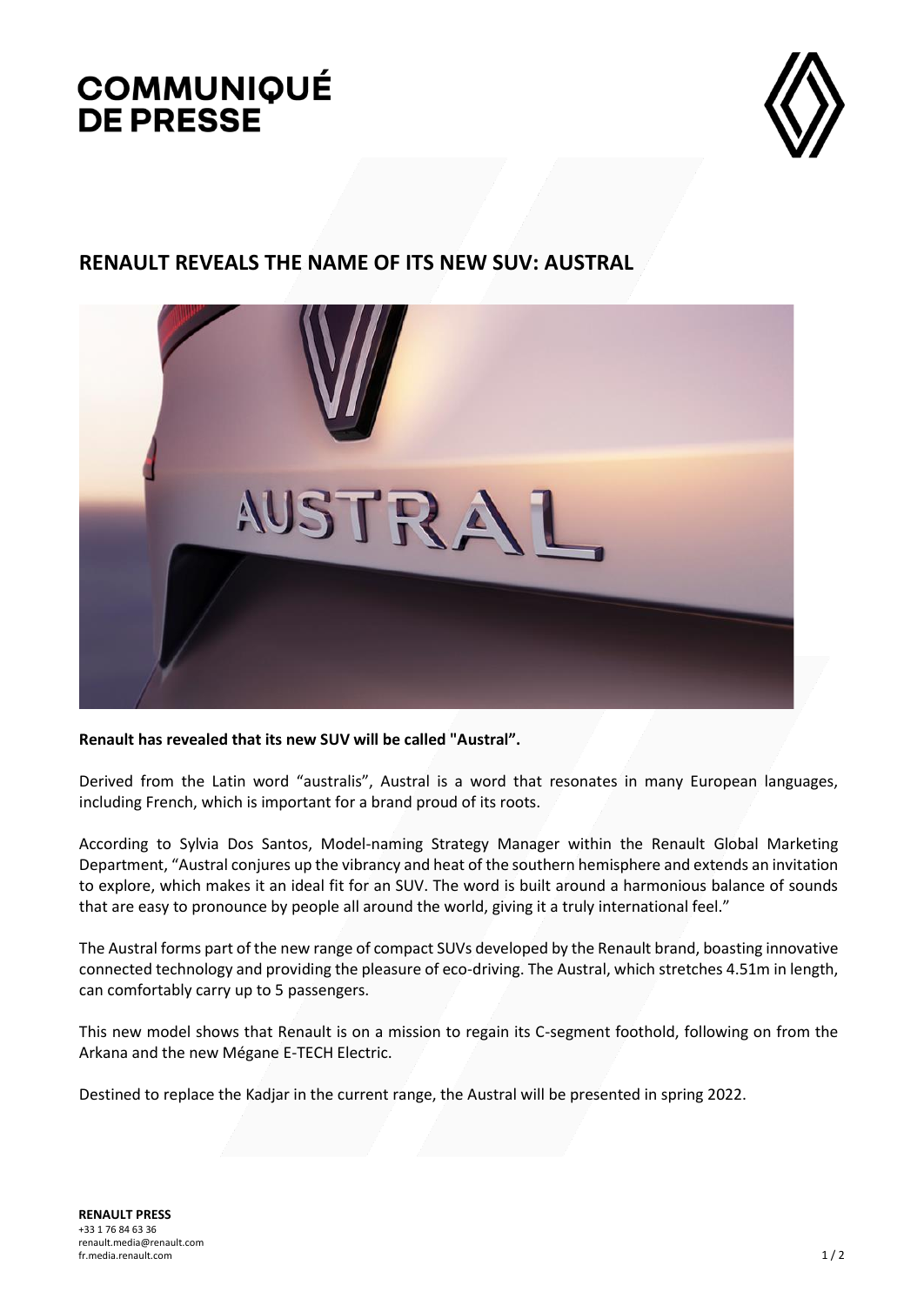# COMMUNIQUÉ DE PRESSE

## RENAULT REVEALS THE NAME OF ITS NEW SUV: AUSTRAL

**Renault has revealed that its new SUV will be called "Austral".**

Derived from the Latin word "australis", Austral is a word that resonates in many European languages, including French, which is important for a brand proud of its roots.

According to Sylvia Dos Santos, Model-naming Strategy Manager within the Renault Global Marketing Department, "Austral conjures up the vibrancy and heat of the southern hemisphere and extends an invitation to explore, which makes it an ideal fit for an SUV. The word is built around a harmonious balance of sounds that are easy to pronounce by people all around the world, giving it a truly international feel."

The Austral forms part of the new range of compact SUVs developed by the Renault brand, boasting innovative connected technology and providing the pleasure of eco-driving. The Austral, which stretches 4.51m in length, can comfortably carry up to 5 passengers.

This new model shows that Renault is on a mission to regain its C-segment foothold, following on from the Arkana and the new Mégane E-TECH Electric.

Destined to replace the Kadjar in the current range, the Austral will be presented in spring 2022.

**RENAULT PRESS**
+33 1 76 84 63 36
renault.media@renault.com
fr.media.renault.com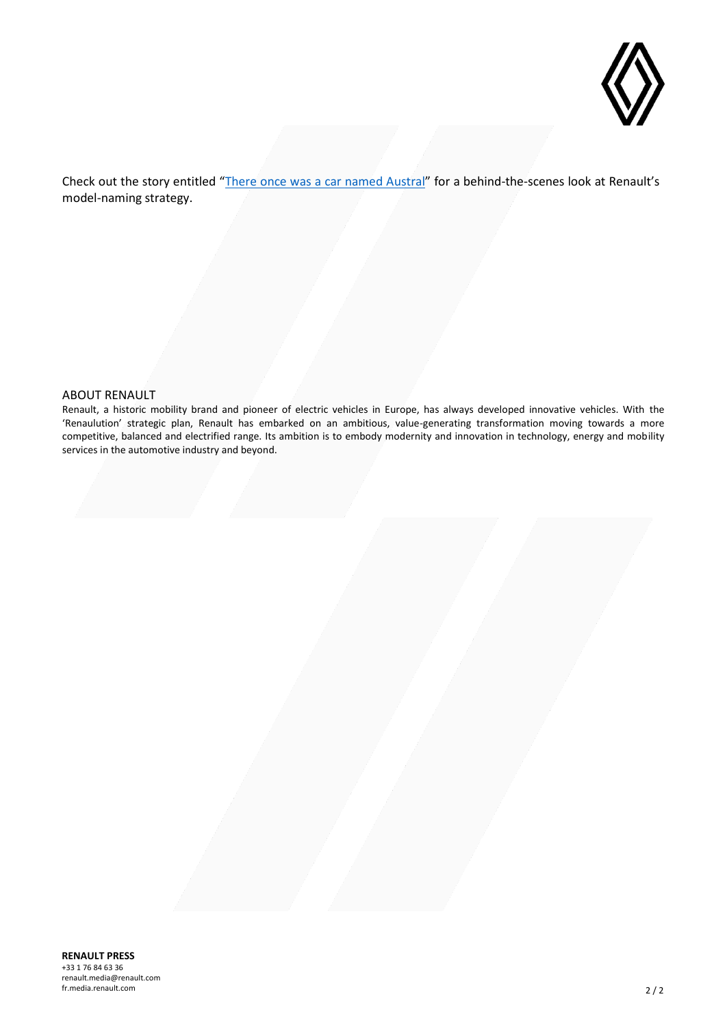Check out the story entitled "There once was a car named Austral" for a behind-the-scenes look at Renault's model-naming strategy.

## ABOUT RENAULT

Renault, a historic mobility brand and pioneer of electric vehicles in Europe, has always developed innovative vehicles. With the 'Renaulution' strategic plan, Renault has embarked on an ambitious, value-generating transformation moving towards a more competitive, balanced and electrified range. Its ambition is to embody modernity and innovation in technology, energy and mobility services in the automotive industry and beyond.

**RENAULT PRESS**
+33 1 76 84 63 36
renault.media@renault.com
fr.media.renault.com